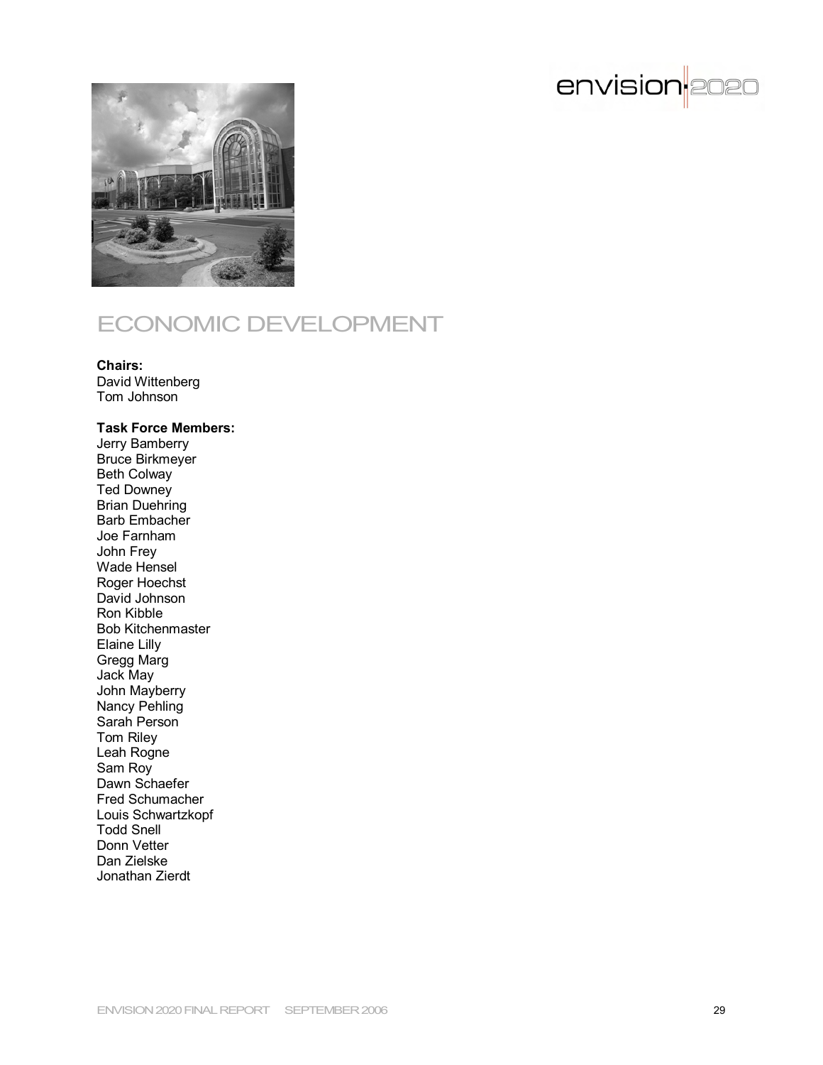# ECONOMIC DEVELOPMENT

**Chairs:**
David Wittenberg
Tom Johnson

**Task Force Members:**
Jerry Bamberry
Bruce Birkmeyer
Beth Colway
Ted Downey
Brian Duehring
Barb Embacher
Joe Farnham
John Frey
Wade Hensel
Roger Hoechst
David Johnson
Ron Kibble
Bob Kitchenmaster
Elaine Lilly
Gregg Marg
Jack May
John Mayberry
Nancy Pehling
Sarah Person
Tom Riley
Leah Rogne
Sam Roy
Dawn Schaefer
Fred Schumacher
Louis Schwartzkopf
Todd Snell
Donn Vetter
Dan Zielske
Jonathan Zierdt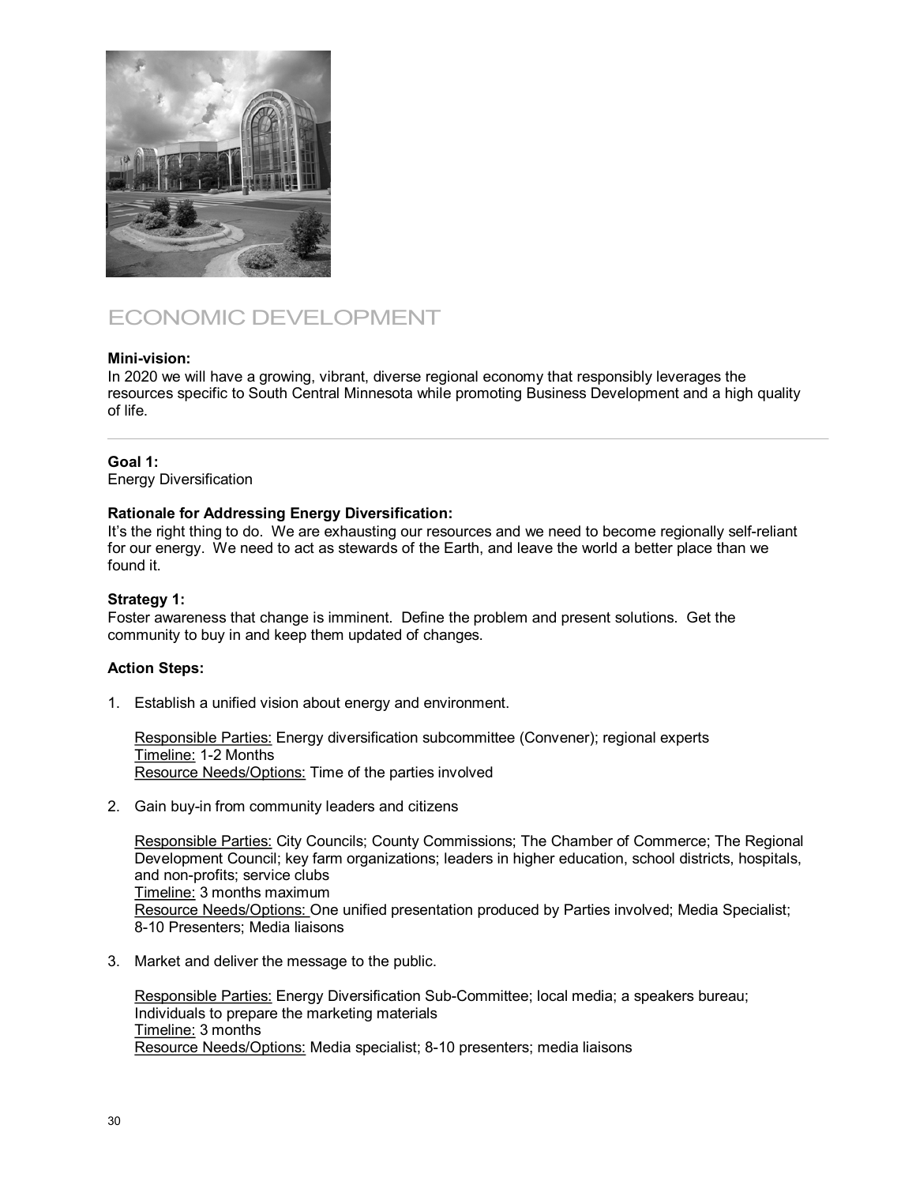# ECONOMIC DEVELOPMENT

**Mini-vision:**
In 2020 we will have a growing, vibrant, diverse regional economy that responsibly leverages the resources specific to South Central Minnesota while promoting Business Development and a high quality of life.

---

**Goal 1:**
Energy Diversification

**Rationale for Addressing Energy Diversification:**
It's the right thing to do. We are exhausting our resources and we need to become regionally self-reliant for our energy. We need to act as stewards of the Earth, and leave the world a better place than we found it.

**Strategy 1:**
Foster awareness that change is imminent. Define the problem and present solutions. Get the community to buy in and keep them updated of changes.

**Action Steps:**

1. Establish a unified vision about energy and environment.

   <u>Responsible Parties:</u> Energy diversification subcommittee (Convener); regional experts
   <u>Timeline:</u> 1-2 Months
   <u>Resource Needs/Options:</u> Time of the parties involved

2. Gain buy-in from community leaders and citizens

   <u>Responsible Parties:</u> City Councils; County Commissions; The Chamber of Commerce; The Regional Development Council; key farm organizations; leaders in higher education, school districts, hospitals, and non-profits; service clubs
   <u>Timeline:</u> 3 months maximum
   <u>Resource Needs/Options:</u> One unified presentation produced by Parties involved; Media Specialist; 8-10 Presenters; Media liaisons

3. Market and deliver the message to the public.

   <u>Responsible Parties:</u> Energy Diversification Sub-Committee; local media; a speakers bureau; Individuals to prepare the marketing materials
   <u>Timeline:</u> 3 months
   <u>Resource Needs/Options:</u> Media specialist; 8-10 presenters; media liaisons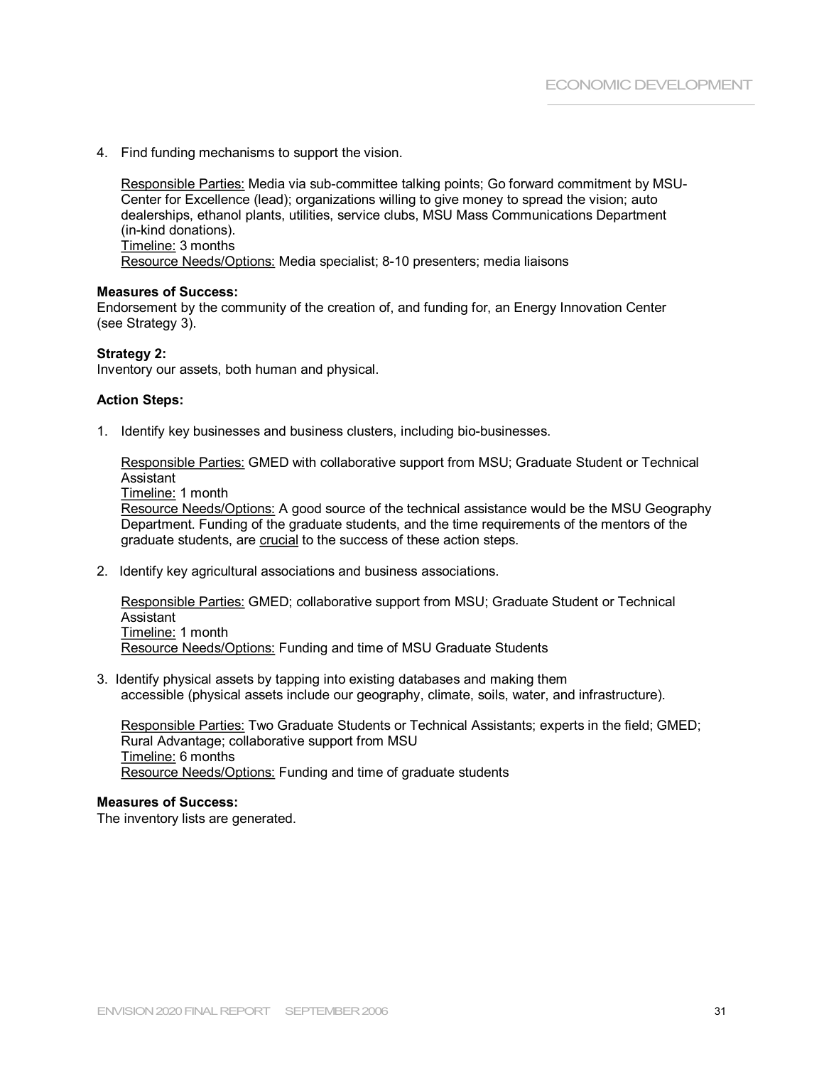4. Find funding mechanisms to support the vision.

   Responsible Parties: Media via sub-committee talking points; Go forward commitment by MSU-Center for Excellence (lead); organizations willing to give money to spread the vision; auto dealerships, ethanol plants, utilities, service clubs, MSU Mass Communications Department (in-kind donations).
   Timeline: 3 months
   Resource Needs/Options: Media specialist; 8-10 presenters; media liaisons

**Measures of Success:**
Endorsement by the community of the creation of, and funding for, an Energy Innovation Center (see Strategy 3).

**Strategy 2:**
Inventory our assets, both human and physical.

**Action Steps:**

1. Identify key businesses and business clusters, including bio-businesses.

   Responsible Parties: GMED with collaborative support from MSU; Graduate Student or Technical Assistant
   Timeline: 1 month
   Resource Needs/Options: A good source of the technical assistance would be the MSU Geography Department. Funding of the graduate students, and the time requirements of the mentors of the graduate students, are crucial to the success of these action steps.

2. Identify key agricultural associations and business associations.

   Responsible Parties: GMED; collaborative support from MSU; Graduate Student or Technical Assistant
   Timeline: 1 month
   Resource Needs/Options: Funding and time of MSU Graduate Students

3. Identify physical assets by tapping into existing databases and making them accessible (physical assets include our geography, climate, soils, water, and infrastructure).

   Responsible Parties: Two Graduate Students or Technical Assistants; experts in the field; GMED; Rural Advantage; collaborative support from MSU
   Timeline: 6 months
   Resource Needs/Options: Funding and time of graduate students

**Measures of Success:**
The inventory lists are generated.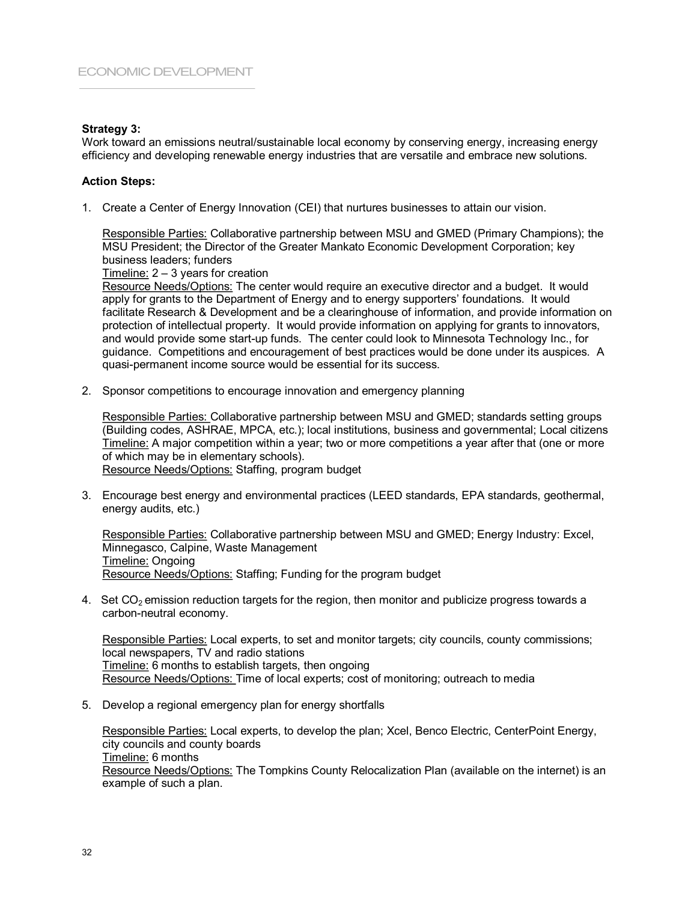## Strategy 3:

Work toward an emissions neutral/sustainable local economy by conserving energy, increasing energy efficiency and developing renewable energy industries that are versatile and embrace new solutions.

**Action Steps:**

1. Create a Center of Energy Innovation (CEI) that nurtures businesses to attain our vision.

   Responsible Parties: Collaborative partnership between MSU and GMED (Primary Champions); the MSU President; the Director of the Greater Mankato Economic Development Corporation; key business leaders; funders
   Timeline: 2 – 3 years for creation
   Resource Needs/Options: The center would require an executive director and a budget. It would apply for grants to the Department of Energy and to energy supporters' foundations. It would facilitate Research & Development and be a clearinghouse of information, and provide information on protection of intellectual property. It would provide information on applying for grants to innovators, and would provide some start-up funds. The center could look to Minnesota Technology Inc., for guidance. Competitions and encouragement of best practices would be done under its auspices. A quasi-permanent income source would be essential for its success.

2. Sponsor competitions to encourage innovation and emergency planning

   Responsible Parties: Collaborative partnership between MSU and GMED; standards setting groups (Building codes, ASHRAE, MPCA, etc.); local institutions, business and governmental; Local citizens
   Timeline: A major competition within a year; two or more competitions a year after that (one or more of which may be in elementary schools).
   Resource Needs/Options: Staffing, program budget

3. Encourage best energy and environmental practices (LEED standards, EPA standards, geothermal, energy audits, etc.)

   Responsible Parties: Collaborative partnership between MSU and GMED; Energy Industry: Excel, Minnegasco, Calpine, Waste Management
   Timeline: Ongoing
   Resource Needs/Options: Staffing; Funding for the program budget

4. Set $CO_2$ emission reduction targets for the region, then monitor and publicize progress towards a carbon-neutral economy.

   Responsible Parties: Local experts, to set and monitor targets; city councils, county commissions; local newspapers, TV and radio stations
   Timeline: 6 months to establish targets, then ongoing
   Resource Needs/Options: Time of local experts; cost of monitoring; outreach to media

5. Develop a regional emergency plan for energy shortfalls

   Responsible Parties: Local experts, to develop the plan; Xcel, Benco Electric, CenterPoint Energy, city councils and county boards
   Timeline: 6 months
   Resource Needs/Options: The Tompkins County Relocalization Plan (available on the internet) is an example of such a plan.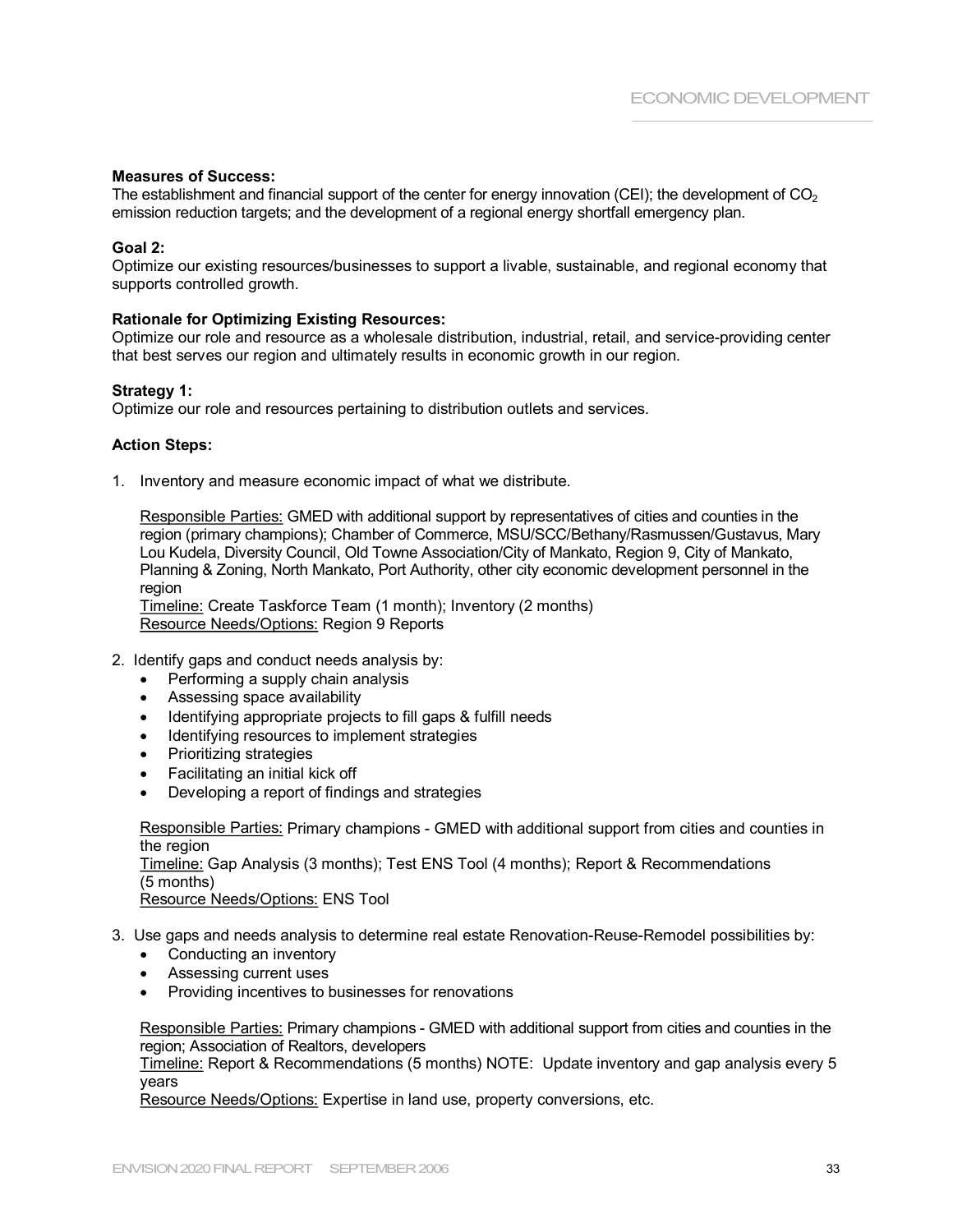**Measures of Success:**
The establishment and financial support of the center for energy innovation (CEI); the development of $CO_2$ emission reduction targets; and the development of a regional energy shortfall emergency plan.

**Goal 2:**
Optimize our existing resources/businesses to support a livable, sustainable, and regional economy that supports controlled growth.

**Rationale for Optimizing Existing Resources:**
Optimize our role and resource as a wholesale distribution, industrial, retail, and service-providing center that best serves our region and ultimately results in economic growth in our region.

**Strategy 1:**
Optimize our role and resources pertaining to distribution outlets and services.

**Action Steps:**

1. Inventory and measure economic impact of what we distribute.

   Responsible Parties: GMED with additional support by representatives of cities and counties in the region (primary champions); Chamber of Commerce, MSU/SCC/Bethany/Rasmussen/Gustavus, Mary Lou Kudela, Diversity Council, Old Towne Association/City of Mankato, Region 9, City of Mankato, Planning & Zoning, North Mankato, Port Authority, other city economic development personnel in the region
   Timeline: Create Taskforce Team (1 month); Inventory (2 months)
   Resource Needs/Options: Region 9 Reports

2. Identify gaps and conduct needs analysis by:
   - Performing a supply chain analysis
   - Assessing space availability
   - Identifying appropriate projects to fill gaps & fulfill needs
   - Identifying resources to implement strategies
   - Prioritizing strategies
   - Facilitating an initial kick off
   - Developing a report of findings and strategies

   Responsible Parties: Primary champions - GMED with additional support from cities and counties in the region
   Timeline: Gap Analysis (3 months); Test ENS Tool (4 months); Report & Recommendations (5 months)
   Resource Needs/Options: ENS Tool

3. Use gaps and needs analysis to determine real estate Renovation-Reuse-Remodel possibilities by:
   - Conducting an inventory
   - Assessing current uses
   - Providing incentives to businesses for renovations

   Responsible Parties: Primary champions - GMED with additional support from cities and counties in the region; Association of Realtors, developers
   Timeline: Report & Recommendations (5 months) NOTE: Update inventory and gap analysis every 5 years
   Resource Needs/Options: Expertise in land use, property conversions, etc.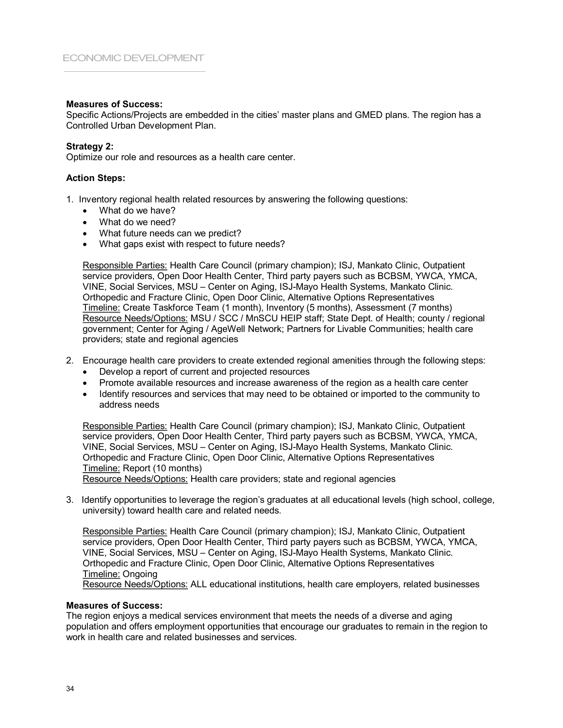**Measures of Success:**
Specific Actions/Projects are embedded in the cities' master plans and GMED plans. The region has a Controlled Urban Development Plan.

**Strategy 2:**
Optimize our role and resources as a health care center.

**Action Steps:**

1. Inventory regional health related resources by answering the following questions:
   - What do we have?
   - What do we need?
   - What future needs can we predict?
   - What gaps exist with respect to future needs?

   Responsible Parties: Health Care Council (primary champion); ISJ, Mankato Clinic, Outpatient service providers, Open Door Health Center, Third party payers such as BCBSM, YWCA, YMCA, VINE, Social Services, MSU – Center on Aging, ISJ-Mayo Health Systems, Mankato Clinic. Orthopedic and Fracture Clinic, Open Door Clinic, Alternative Options Representatives
   Timeline: Create Taskforce Team (1 month), Inventory (5 months), Assessment (7 months)
   Resource Needs/Options: MSU / SCC / MnSCU HEIP staff; State Dept. of Health; county / regional government; Center for Aging / AgeWell Network; Partners for Livable Communities; health care providers; state and regional agencies

2. Encourage health care providers to create extended regional amenities through the following steps:
   - Develop a report of current and projected resources
   - Promote available resources and increase awareness of the region as a health care center
   - Identify resources and services that may need to be obtained or imported to the community to address needs

   Responsible Parties: Health Care Council (primary champion); ISJ, Mankato Clinic, Outpatient service providers, Open Door Health Center, Third party payers such as BCBSM, YWCA, YMCA, VINE, Social Services, MSU – Center on Aging, ISJ-Mayo Health Systems, Mankato Clinic. Orthopedic and Fracture Clinic, Open Door Clinic, Alternative Options Representatives
   Timeline: Report (10 months)
   Resource Needs/Options: Health care providers; state and regional agencies

3. Identify opportunities to leverage the region's graduates at all educational levels (high school, college, university) toward health care and related needs.

   Responsible Parties: Health Care Council (primary champion); ISJ, Mankato Clinic, Outpatient service providers, Open Door Health Center, Third party payers such as BCBSM, YWCA, YMCA, VINE, Social Services, MSU – Center on Aging, ISJ-Mayo Health Systems, Mankato Clinic. Orthopedic and Fracture Clinic, Open Door Clinic, Alternative Options Representatives
   Timeline: Ongoing
   Resource Needs/Options: ALL educational institutions, health care employers, related businesses

**Measures of Success:**
The region enjoys a medical services environment that meets the needs of a diverse and aging population and offers employment opportunities that encourage our graduates to remain in the region to work in health care and related businesses and services.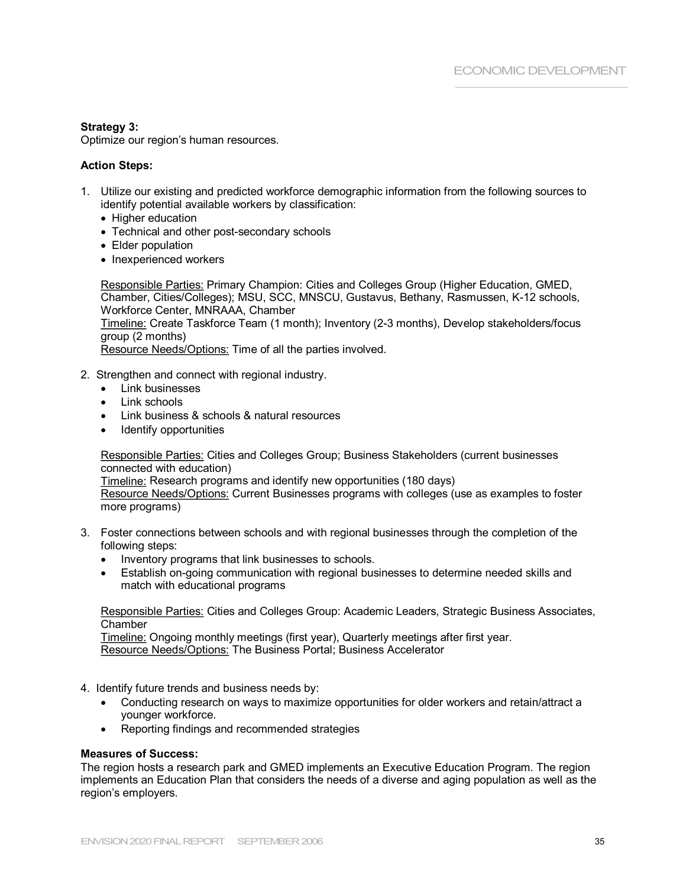**Strategy 3:**
Optimize our region's human resources.

**Action Steps:**

1. Utilize our existing and predicted workforce demographic information from the following sources to identify potential available workers by classification:
   - Higher education
   - Technical and other post-secondary schools
   - Elder population
   - Inexperienced workers

   Responsible Parties: Primary Champion: Cities and Colleges Group (Higher Education, GMED, Chamber, Cities/Colleges); MSU, SCC, MNSCU, Gustavus, Bethany, Rasmussen, K-12 schools, Workforce Center, MNRAAA, Chamber
   Timeline: Create Taskforce Team (1 month); Inventory (2-3 months), Develop stakeholders/focus group (2 months)
   Resource Needs/Options: Time of all the parties involved.

2. Strengthen and connect with regional industry.
   - Link businesses
   - Link schools
   - Link business & schools & natural resources
   - Identify opportunities

   Responsible Parties: Cities and Colleges Group; Business Stakeholders (current businesses connected with education)
   Timeline: Research programs and identify new opportunities (180 days)
   Resource Needs/Options: Current Businesses programs with colleges (use as examples to foster more programs)

3. Foster connections between schools and with regional businesses through the completion of the following steps:
   - Inventory programs that link businesses to schools.
   - Establish on-going communication with regional businesses to determine needed skills and match with educational programs

   Responsible Parties: Cities and Colleges Group: Academic Leaders, Strategic Business Associates, Chamber
   Timeline: Ongoing monthly meetings (first year), Quarterly meetings after first year.
   Resource Needs/Options: The Business Portal; Business Accelerator

4. Identify future trends and business needs by:
   - Conducting research on ways to maximize opportunities for older workers and retain/attract a younger workforce.
   - Reporting findings and recommended strategies

**Measures of Success:**
The region hosts a research park and GMED implements an Executive Education Program. The region implements an Education Plan that considers the needs of a diverse and aging population as well as the region's employers.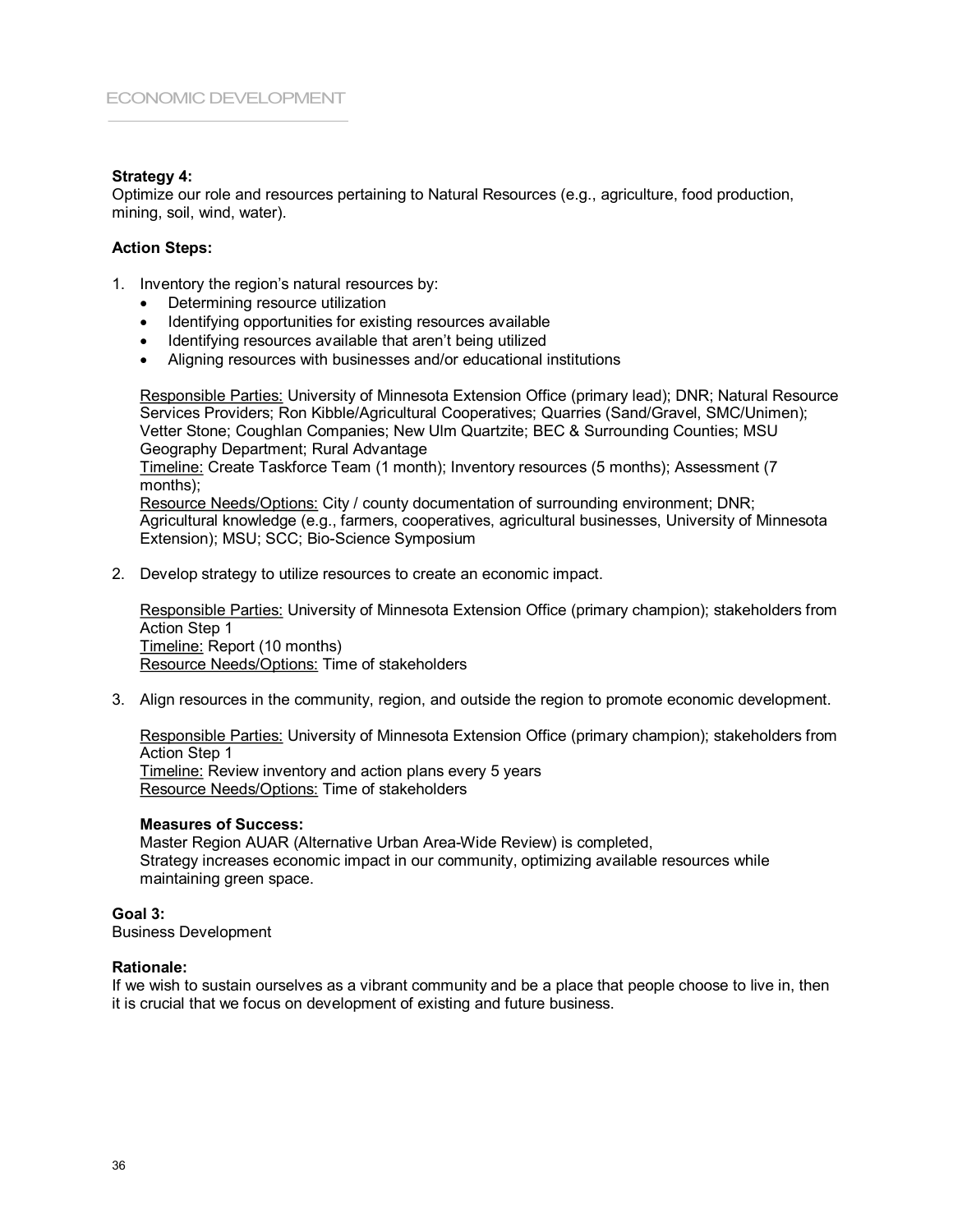**Strategy 4:**
Optimize our role and resources pertaining to Natural Resources (e.g., agriculture, food production, mining, soil, wind, water).

**Action Steps:**

1. Inventory the region's natural resources by:
   - Determining resource utilization
   - Identifying opportunities for existing resources available
   - Identifying resources available that aren't being utilized
   - Aligning resources with businesses and/or educational institutions

   Responsible Parties: University of Minnesota Extension Office (primary lead); DNR; Natural Resource Services Providers; Ron Kibble/Agricultural Cooperatives; Quarries (Sand/Gravel, SMC/Unimen); Vetter Stone; Coughlan Companies; New Ulm Quartzite; BEC & Surrounding Counties; MSU Geography Department; Rural Advantage
   Timeline: Create Taskforce Team (1 month); Inventory resources (5 months); Assessment (7 months);
   Resource Needs/Options: City / county documentation of surrounding environment; DNR; Agricultural knowledge (e.g., farmers, cooperatives, agricultural businesses, University of Minnesota Extension); MSU; SCC; Bio-Science Symposium

2. Develop strategy to utilize resources to create an economic impact.

   Responsible Parties: University of Minnesota Extension Office (primary champion); stakeholders from Action Step 1
   Timeline: Report (10 months)
   Resource Needs/Options: Time of stakeholders

3. Align resources in the community, region, and outside the region to promote economic development.

   Responsible Parties: University of Minnesota Extension Office (primary champion); stakeholders from Action Step 1
   Timeline: Review inventory and action plans every 5 years
   Resource Needs/Options: Time of stakeholders

   **Measures of Success:**
   Master Region AUAR (Alternative Urban Area-Wide Review) is completed,
   Strategy increases economic impact in our community, optimizing available resources while maintaining green space.

**Goal 3:**
Business Development

**Rationale:**
If we wish to sustain ourselves as a vibrant community and be a place that people choose to live in, then it is crucial that we focus on development of existing and future business.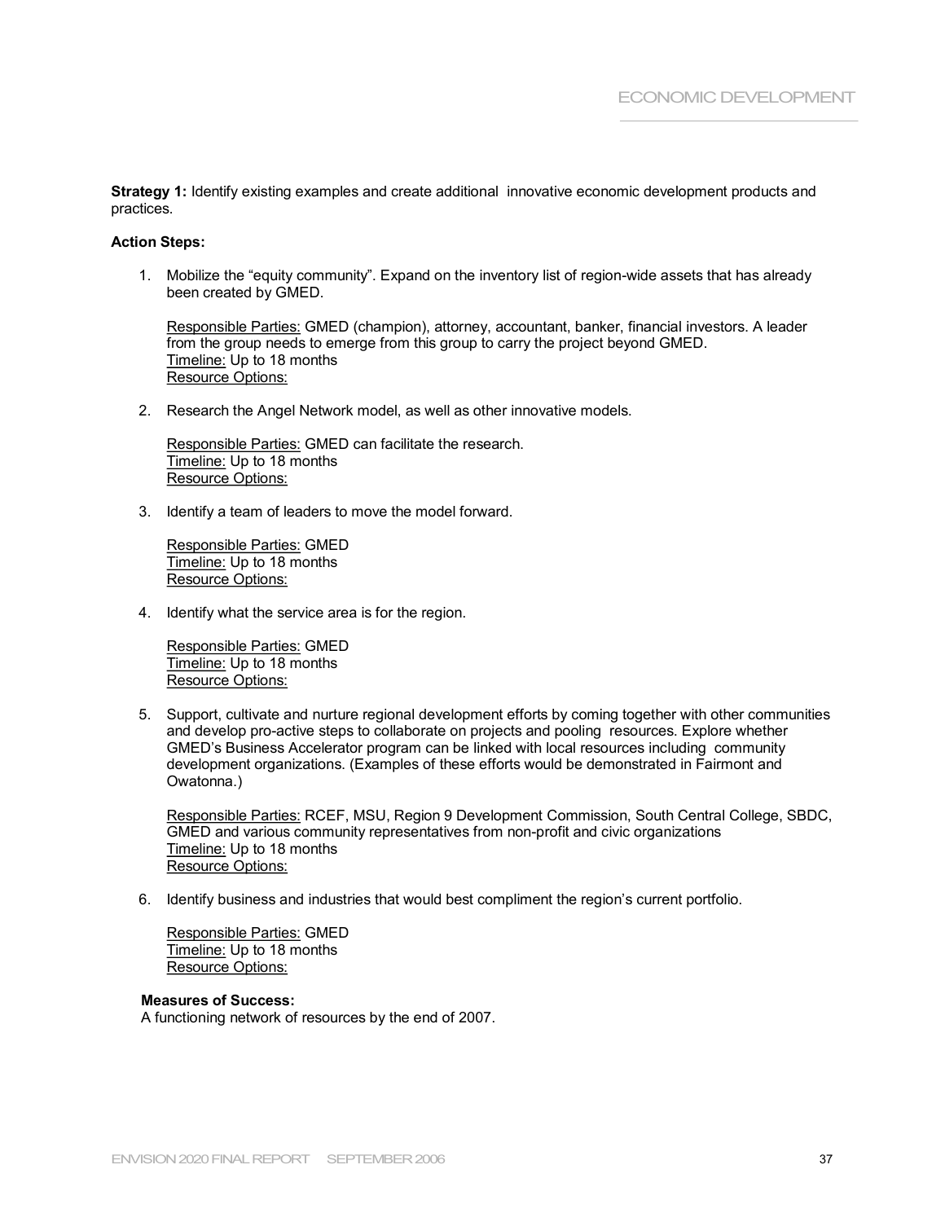**Strategy 1:** Identify existing examples and create additional innovative economic development products and practices.

**Action Steps:**

1. Mobilize the "equity community". Expand on the inventory list of region-wide assets that has already been created by GMED.

   Responsible Parties: GMED (champion), attorney, accountant, banker, financial investors. A leader from the group needs to emerge from this group to carry the project beyond GMED.
   Timeline: Up to 18 months
   Resource Options:

2. Research the Angel Network model, as well as other innovative models.

   Responsible Parties: GMED can facilitate the research.
   Timeline: Up to 18 months
   Resource Options:

3. Identify a team of leaders to move the model forward.

   Responsible Parties: GMED
   Timeline: Up to 18 months
   Resource Options:

4. Identify what the service area is for the region.

   Responsible Parties: GMED
   Timeline: Up to 18 months
   Resource Options:

5. Support, cultivate and nurture regional development efforts by coming together with other communities and develop pro-active steps to collaborate on projects and pooling resources. Explore whether GMED's Business Accelerator program can be linked with local resources including community development organizations. (Examples of these efforts would be demonstrated in Fairmont and Owatonna.)

   Responsible Parties: RCEF, MSU, Region 9 Development Commission, South Central College, SBDC, GMED and various community representatives from non-profit and civic organizations
   Timeline: Up to 18 months
   Resource Options:

6. Identify business and industries that would best compliment the region's current portfolio.

   Responsible Parties: GMED
   Timeline: Up to 18 months
   Resource Options:

**Measures of Success:**
A functioning network of resources by the end of 2007.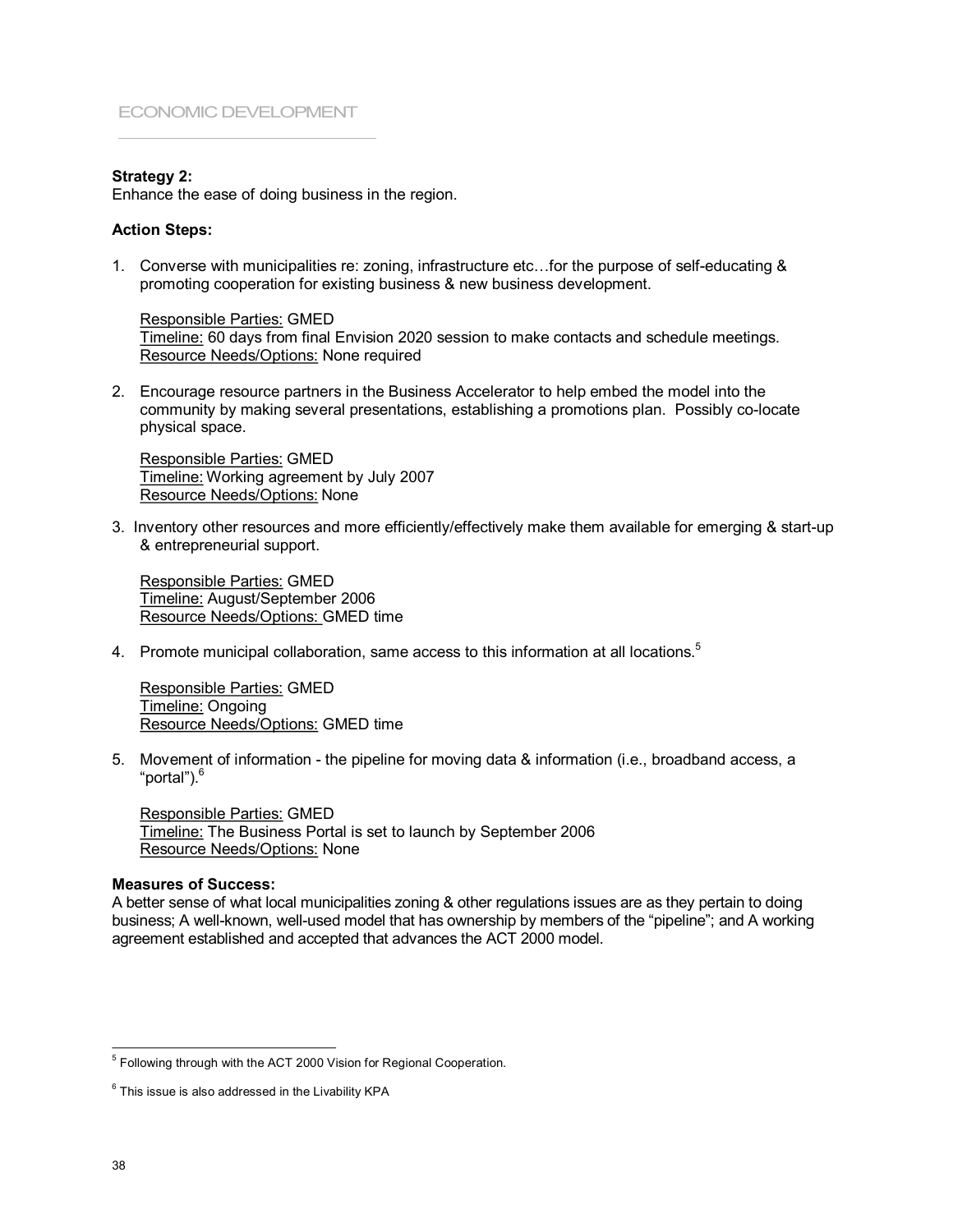**Strategy 2:**
Enhance the ease of doing business in the region.

**Action Steps:**

1. Converse with municipalities re: zoning, infrastructure etc…for the purpose of self-educating & promoting cooperation for existing business & new business development.

   Responsible Parties: GMED
   Timeline: 60 days from final Envision 2020 session to make contacts and schedule meetings.
   Resource Needs/Options: None required

2. Encourage resource partners in the Business Accelerator to help embed the model into the community by making several presentations, establishing a promotions plan. Possibly co-locate physical space.

   Responsible Parties: GMED
   Timeline: Working agreement by July 2007
   Resource Needs/Options: None

3. Inventory other resources and more efficiently/effectively make them available for emerging & start-up & entrepreneurial support.

   Responsible Parties: GMED
   Timeline: August/September 2006
   Resource Needs/Options: GMED time

4. Promote municipal collaboration, same access to this information at all locations.[5]

   Responsible Parties: GMED
   Timeline: Ongoing
   Resource Needs/Options: GMED time

5. Movement of information - the pipeline for moving data & information (i.e., broadband access, a "portal").[6]

   Responsible Parties: GMED
   Timeline: The Business Portal is set to launch by September 2006
   Resource Needs/Options: None

**Measures of Success:**
A better sense of what local municipalities zoning & other regulations issues are as they pertain to doing business; A well-known, well-used model that has ownership by members of the "pipeline"; and A working agreement established and accepted that advances the ACT 2000 model.

---

[5] Following through with the ACT 2000 Vision for Regional Cooperation.

[6] This issue is also addressed in the Livability KPA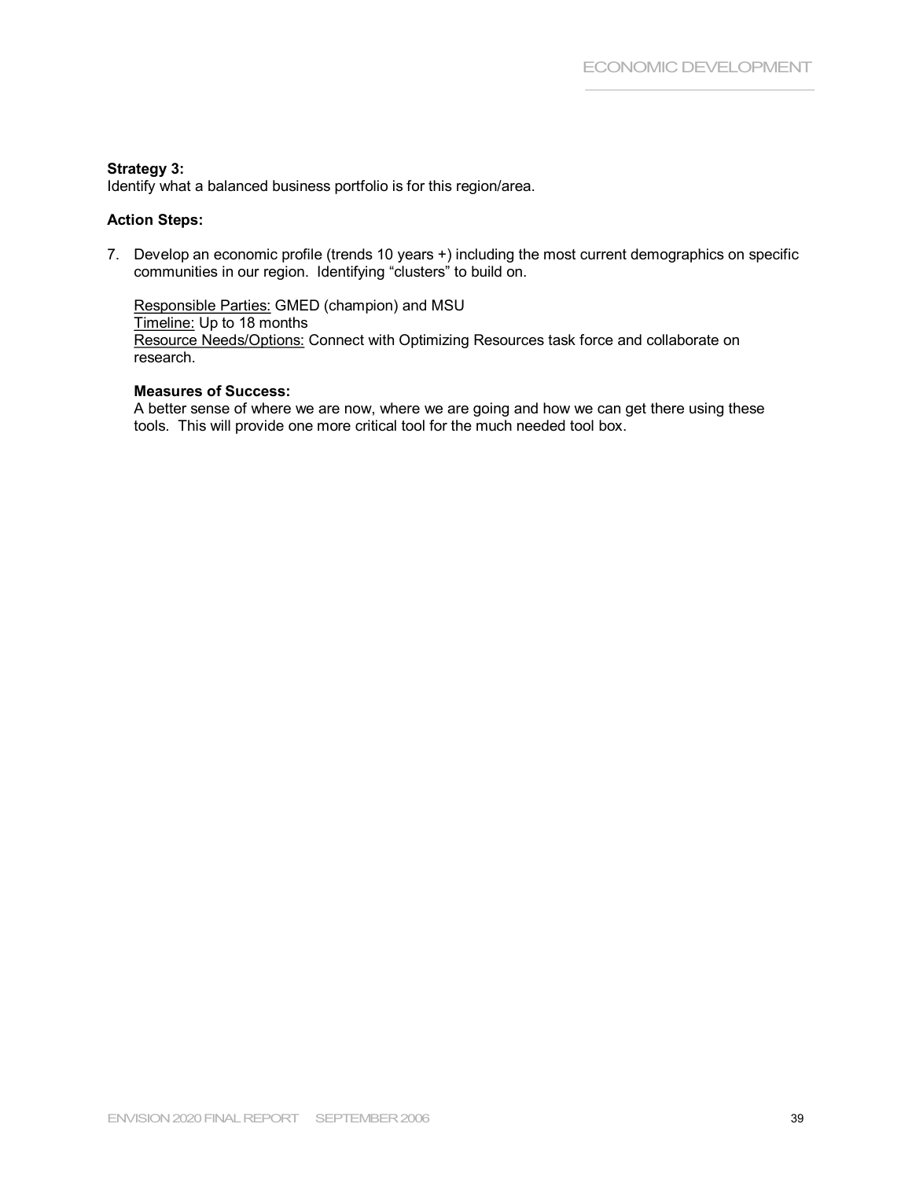**Strategy 3:**
Identify what a balanced business portfolio is for this region/area.

**Action Steps:**

7. Develop an economic profile (trends 10 years +) including the most current demographics on specific communities in our region. Identifying "clusters" to build on.

   Responsible Parties: GMED (champion) and MSU
   Timeline: Up to 18 months
   Resource Needs/Options: Connect with Optimizing Resources task force and collaborate on research.

   **Measures of Success:**
   A better sense of where we are now, where we are going and how we can get there using these tools. This will provide one more critical tool for the much needed tool box.